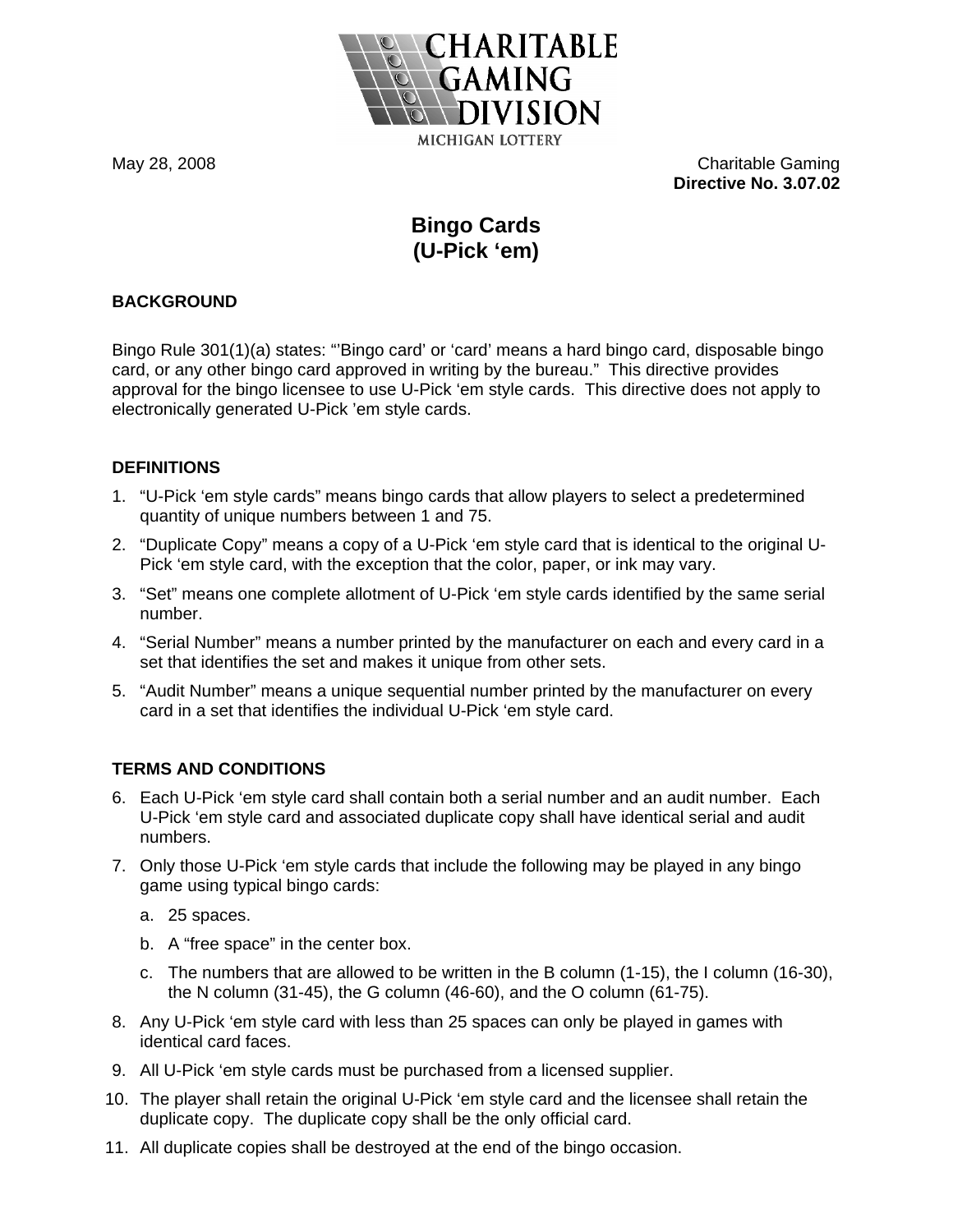CHARITABLE GAMING DIVISION

MICHIGAN LOTTERY

May 28, 2008

Charitable Gaming
**Directive No. 3.07.02**

# Bingo Cards
# (U-Pick 'em)

## BACKGROUND

Bingo Rule 301(1)(a) states: "'Bingo card' or 'card' means a hard bingo card, disposable bingo card, or any other bingo card approved in writing by the bureau." This directive provides approval for the bingo licensee to use U-Pick 'em style cards. This directive does not apply to electronically generated U-Pick 'em style cards.

## DEFINITIONS

1. "U-Pick 'em style cards" means bingo cards that allow players to select a predetermined quantity of unique numbers between 1 and 75.
2. "Duplicate Copy" means a copy of a U-Pick 'em style card that is identical to the original U-Pick 'em style card, with the exception that the color, paper, or ink may vary.
3. "Set" means one complete allotment of U-Pick 'em style cards identified by the same serial number.
4. "Serial Number" means a number printed by the manufacturer on each and every card in a set that identifies the set and makes it unique from other sets.
5. "Audit Number" means a unique sequential number printed by the manufacturer on every card in a set that identifies the individual U-Pick 'em style card.

## TERMS AND CONDITIONS

6. Each U-Pick 'em style card shall contain both a serial number and an audit number. Each U-Pick 'em style card and associated duplicate copy shall have identical serial and audit numbers.
7. Only those U-Pick 'em style cards that include the following may be played in any bingo game using typical bingo cards:
   a. 25 spaces.
   b. A "free space" in the center box.
   c. The numbers that are allowed to be written in the B column (1-15), the I column (16-30), the N column (31-45), the G column (46-60), and the O column (61-75).
8. Any U-Pick 'em style card with less than 25 spaces can only be played in games with identical card faces.
9. All U-Pick 'em style cards must be purchased from a licensed supplier.
10. The player shall retain the original U-Pick 'em style card and the licensee shall retain the duplicate copy. The duplicate copy shall be the only official card.
11. All duplicate copies shall be destroyed at the end of the bingo occasion.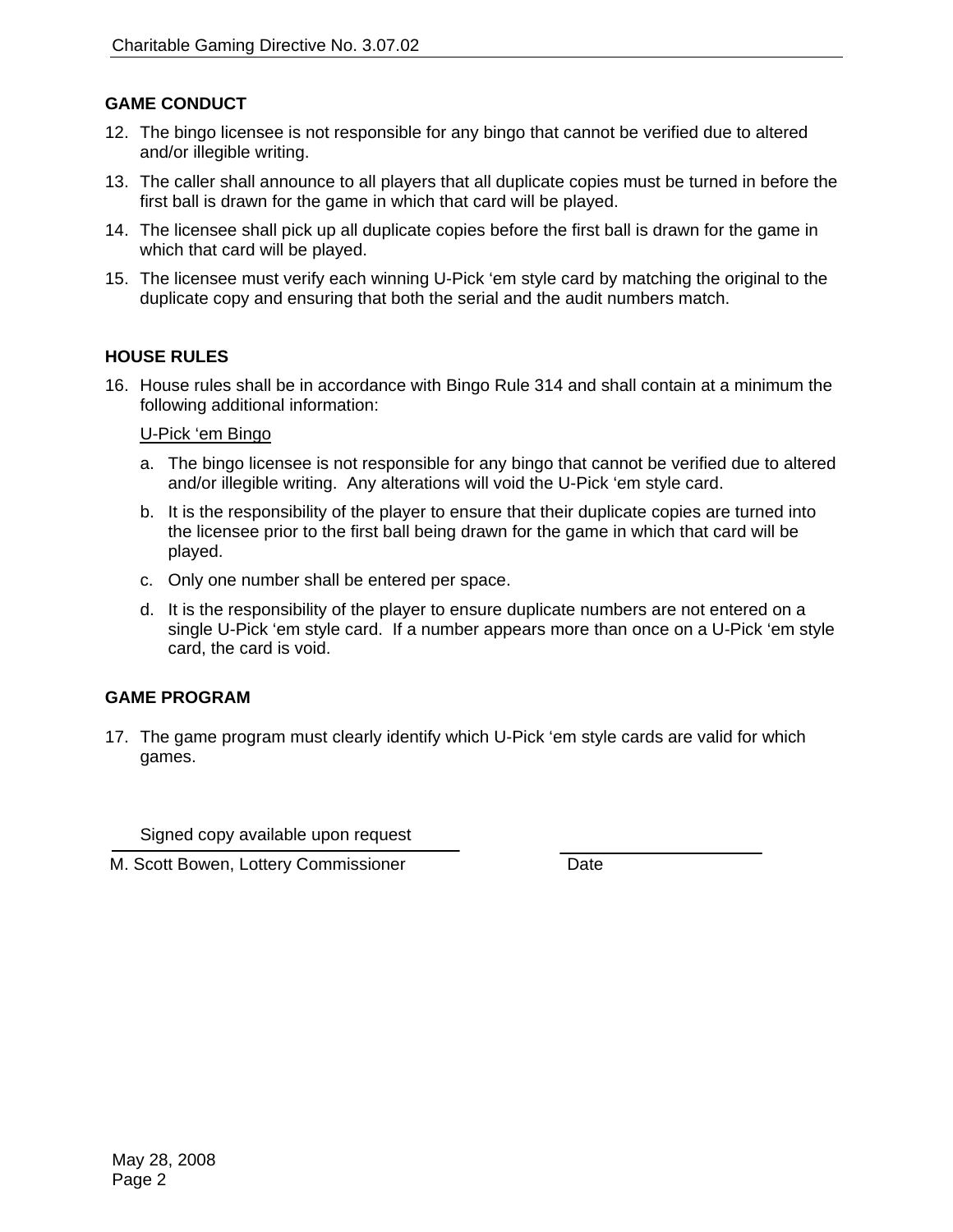## GAME CONDUCT

12. The bingo licensee is not responsible for any bingo that cannot be verified due to altered and/or illegible writing.
13. The caller shall announce to all players that all duplicate copies must be turned in before the first ball is drawn for the game in which that card will be played.
14. The licensee shall pick up all duplicate copies before the first ball is drawn for the game in which that card will be played.
15. The licensee must verify each winning U-Pick 'em style card by matching the original to the duplicate copy and ensuring that both the serial and the audit numbers match.

## HOUSE RULES

16. House rules shall be in accordance with Bingo Rule 314 and shall contain at a minimum the following additional information:

    U-Pick 'em Bingo

    a. The bingo licensee is not responsible for any bingo that cannot be verified due to altered and/or illegible writing. Any alterations will void the U-Pick 'em style card.
    b. It is the responsibility of the player to ensure that their duplicate copies are turned into the licensee prior to the first ball being drawn for the game in which that card will be played.
    c. Only one number shall be entered per space.
    d. It is the responsibility of the player to ensure duplicate numbers are not entered on a single U-Pick 'em style card. If a number appears more than once on a U-Pick 'em style card, the card is void.

## GAME PROGRAM

17. The game program must clearly identify which U-Pick 'em style cards are valid for which games.

Signed copy available upon request

M. Scott Bowen, Lottery Commissioner                Date